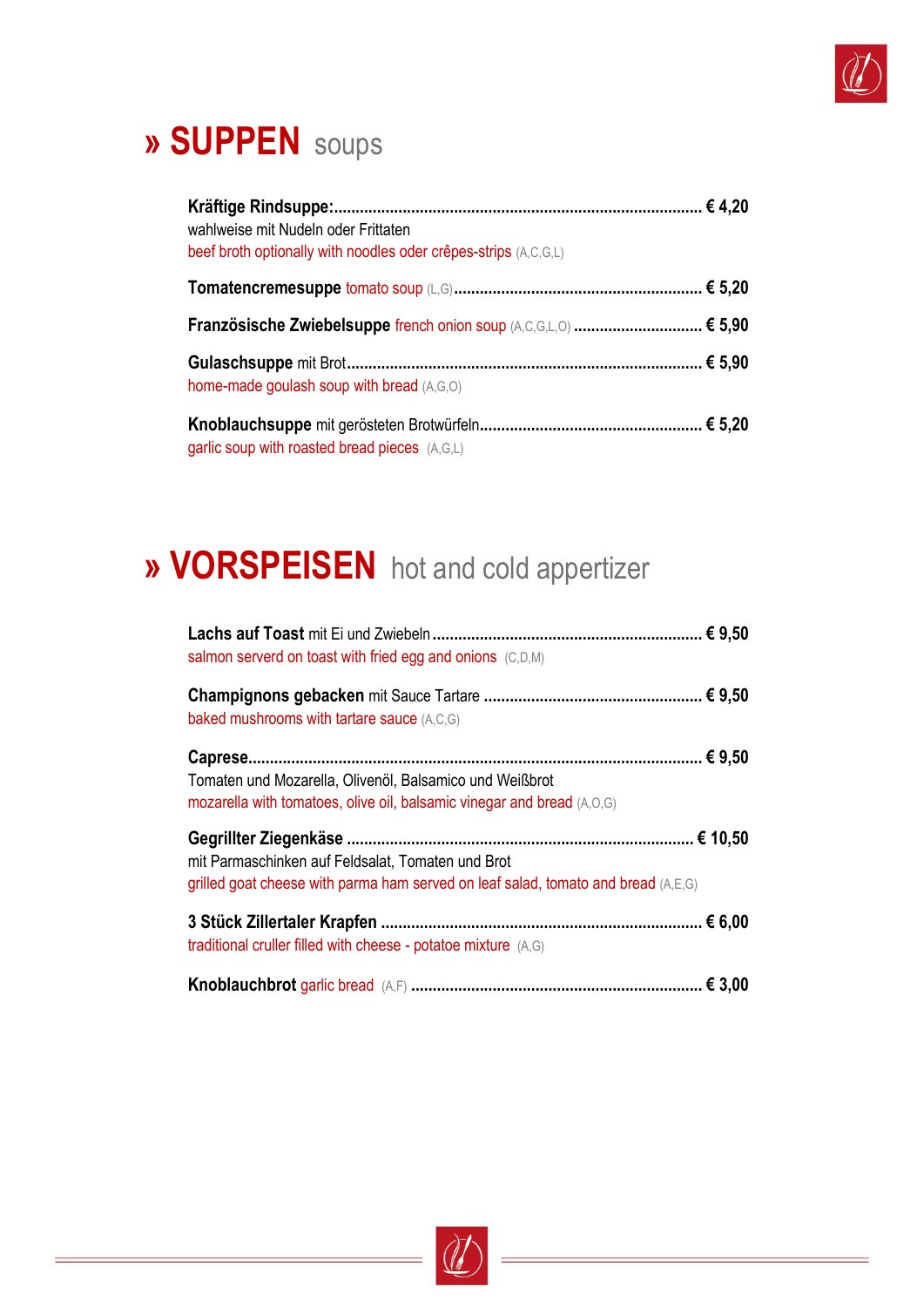# » SUPPEN soups

**Kräftige Rindsuppe:** ........................................................................................ **€ 4,20**
wahlweise mit Nudeln oder Frittaten
beef broth optionally with noodles oder crêpes-strips (A,C,G,L)

**Tomatencremesupppe** tomato soup (L,G) ........................................................ **€ 5,20**

**Französische Zwiebelsuppe** french onion soup (A,C,G,L,O) ............................ **€ 5,90**

**Gulaschsuppe** mit Brot .................................................................................... **€ 5,90**
home-made goulash soup with bread (A,G,O)

**Knoblauchsuppe** mit gerösteten Brotwürfeln .................................................... **€ 5,20**
garlic soup with roasted bread pieces (A,G,L)

# » VORSPEISEN hot and cold appertizer

**Lachs auf Toast** mit Ei und Zwiebeln .............................................................. **€ 9,50**
salmon serverd on toast with fried egg and onions (C,D,M)

**Champignons gebacken** mit Sauce Tartare ...................................................... **€ 9,50**
baked mushrooms with tartare sauce (A,C,G)

**Caprese** ............................................................................................................ **€ 9,50**
Tomaten und Mozarella, Olivenöl, Balsamico und Weißbrot
mozarella with tomatoes, olive oil, balsamic vinegar and bread (A,O,G)

**Gegrillter Ziegenkäse** ...................................................................................... **€ 10,50**
mit Parmaschinken auf Feldsalat, Tomaten und Brot
grilled goat cheese with parma ham served on leaf salad, tomato and bread (A,E,G)

**3 Stück Zillertaler Krapfen** ............................................................................. **€ 6,00**
traditional cruller filled with cheese - potatoe mixture (A,G)

**Knoblauchbrot** garlic bread (A,F) ...................................................................... **€ 3,00**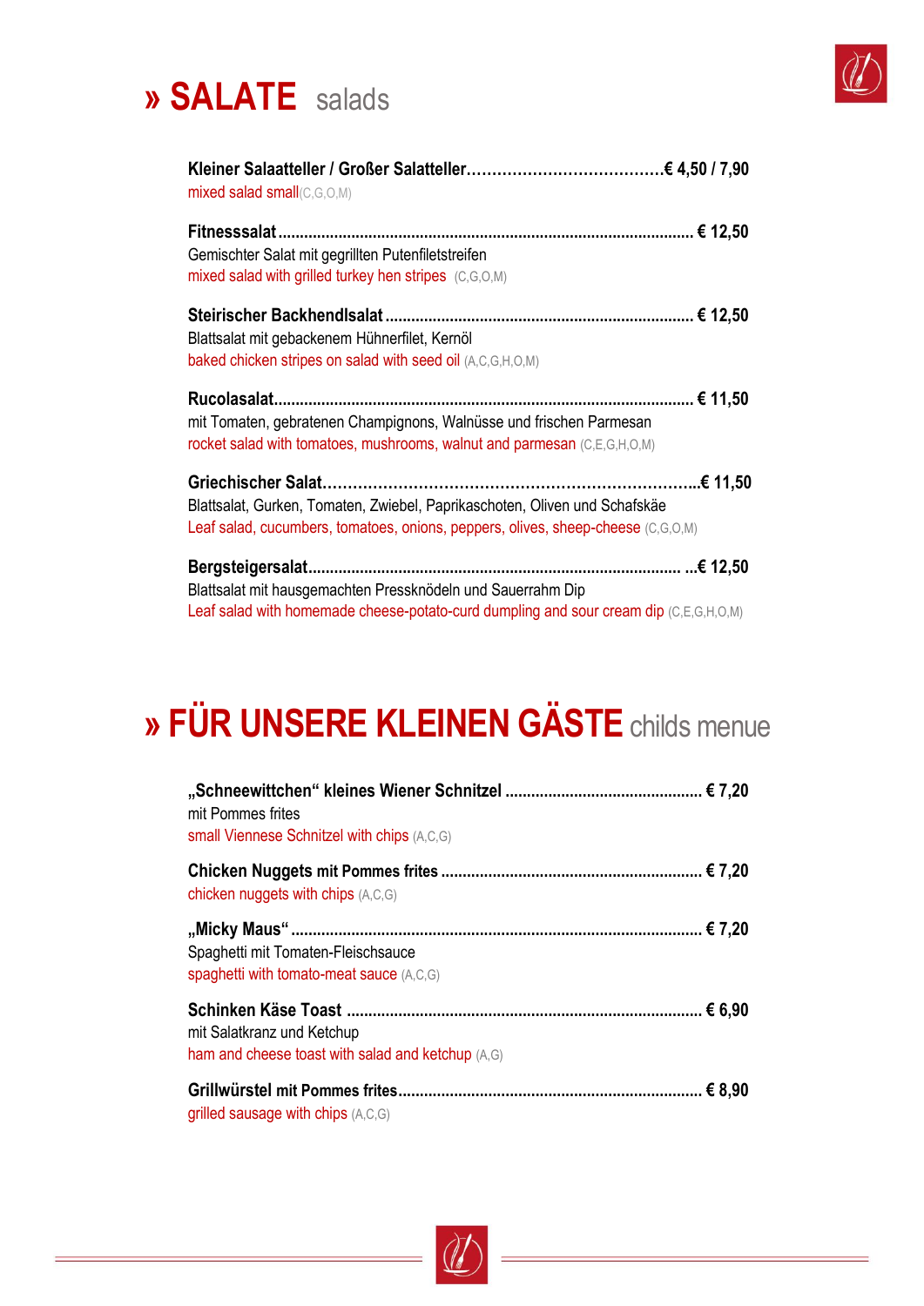# » SALATE salads

**Kleiner Salaatteller / Großer Salatteller……………………………….€ 4,50 / 7,90**
mixed salad small(C,G,O,M)

**Fitnesssalat ........................................................................................... € 12,50**
Gemischter Salat mit gegrillten Putenfiletstreifen
mixed salad with grilled turkey hen stripes (C,G,O,M)

**Steirischer Backhendlsalat ..................................................................... € 12,50**
Blattsalat mit gebackenem Hühnerfilet, Kernöl
baked chicken stripes on salad with seed oil (A,C,G,H,O,M)

**Rucolasalat............................................................................................. € 11,50**
mit Tomaten, gebratenen Champignons, Walnüsse und frischen Parmesan
rocket salad with tomatoes, mushrooms, walnut and parmesan (C,E,G,H,O,M)

**Griechischer Salat……………………………………………………………...€ 11,50**
Blattsalat, Gurken, Tomaten, Zwiebel, Paprikaschoten, Oliven und Schafskäe
Leaf salad, cucumbers, tomatoes, onions, peppers, olives, sheep-cheese (C,G,O,M)

**Bergsteigersalat.................................................................................... ...€ 12,50**
Blattsalat mit hausgemachten Pressknödeln und Sauerrahm Dip
Leaf salad with homemade cheese-potato-curd dumpling and sour cream dip (C,E,G,H,O,M)

# » FÜR UNSERE KLEINEN GÄSTE childs menue

**„Schneewittchen“ kleines Wiener Schnitzel ............................................ € 7,20**
mit Pommes frites
small Viennese Schnitzel with chips (A,C,G)

**Chicken Nuggets mit Pommes frites ........................................................... € 7,20**
chicken nuggets with chips (A,C,G)

**„Micky Maus“ ............................................................................................ € 7,20**
Spaghetti mit Tomaten-Fleischsauce
spaghetti with tomato-meat sauce (A,C,G)

**Schinken Käse Toast ................................................................................ € 6,90**
mit Salatkranz und Ketchup
ham and cheese toast with salad and ketchup (A,G)

**Grillwürstel mit Pommes frites.................................................................... € 8,90**
grilled sausage with chips (A,C,G)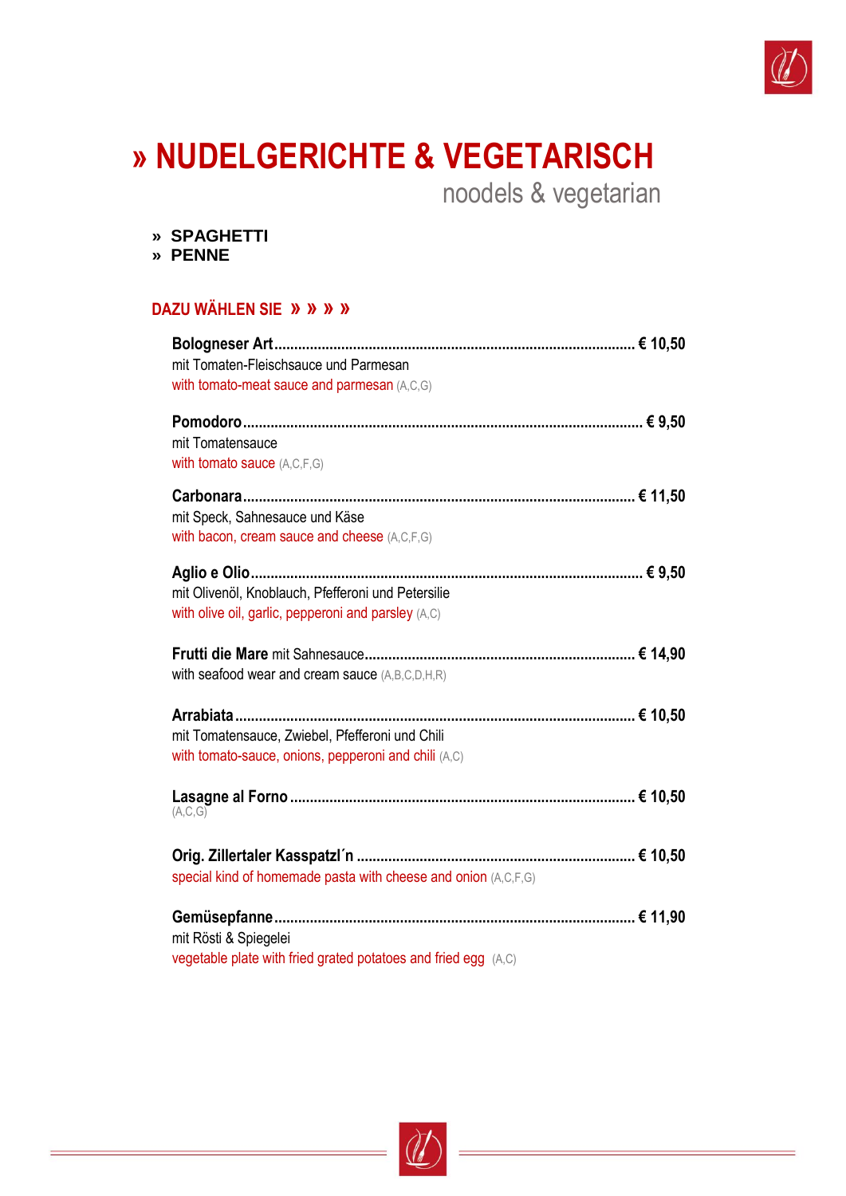# » NUDELGERICHTE & VEGETARISCH

noodels & vegetarian

» **SPAGHETTI**
» **PENNE**

## DAZU WÄHLEN SIE » » » »

**Bologneser Art** .......... **€ 10,50**
mit Tomaten-Fleischsauce und Parmesan
with tomato-meat sauce and parmesan (A,C,G)

**Pomodoro** .......... **€ 9,50**
mit Tomatensauce
with tomato sauce (A,C,F,G)

**Carbonara** .......... **€ 11,50**
mit Speck, Sahnesauce und Käse
with bacon, cream sauce and cheese (A,C,F,G)

**Aglio e Olio** .......... **€ 9,50**
mit Olivenöl, Knoblauch, Pfefferoni und Petersilie
with olive oil, garlic, pepperoni and parsley (A,C)

**Frutti die Mare** mit Sahnesauce .......... **€ 14,90**
with seafood wear and cream sauce (A,B,C,D,H,R)

**Arrabiata** .......... **€ 10,50**
mit Tomatensauce, Zwiebel, Pfefferoni und Chili
with tomato-sauce, onions, pepperoni and chili (A,C)

**Lasagne al Forno** .......... **€ 10,50**
(A,C,G)

**Orig. Zillertaler Kasspatzl´n** .......... **€ 10,50**
special kind of homemade pasta with cheese and onion (A,C,F,G)

**Gemüsepfanne** .......... **€ 11,90**
mit Rösti & Spiegelei
vegetable plate with fried grated potatoes and fried egg (A,C)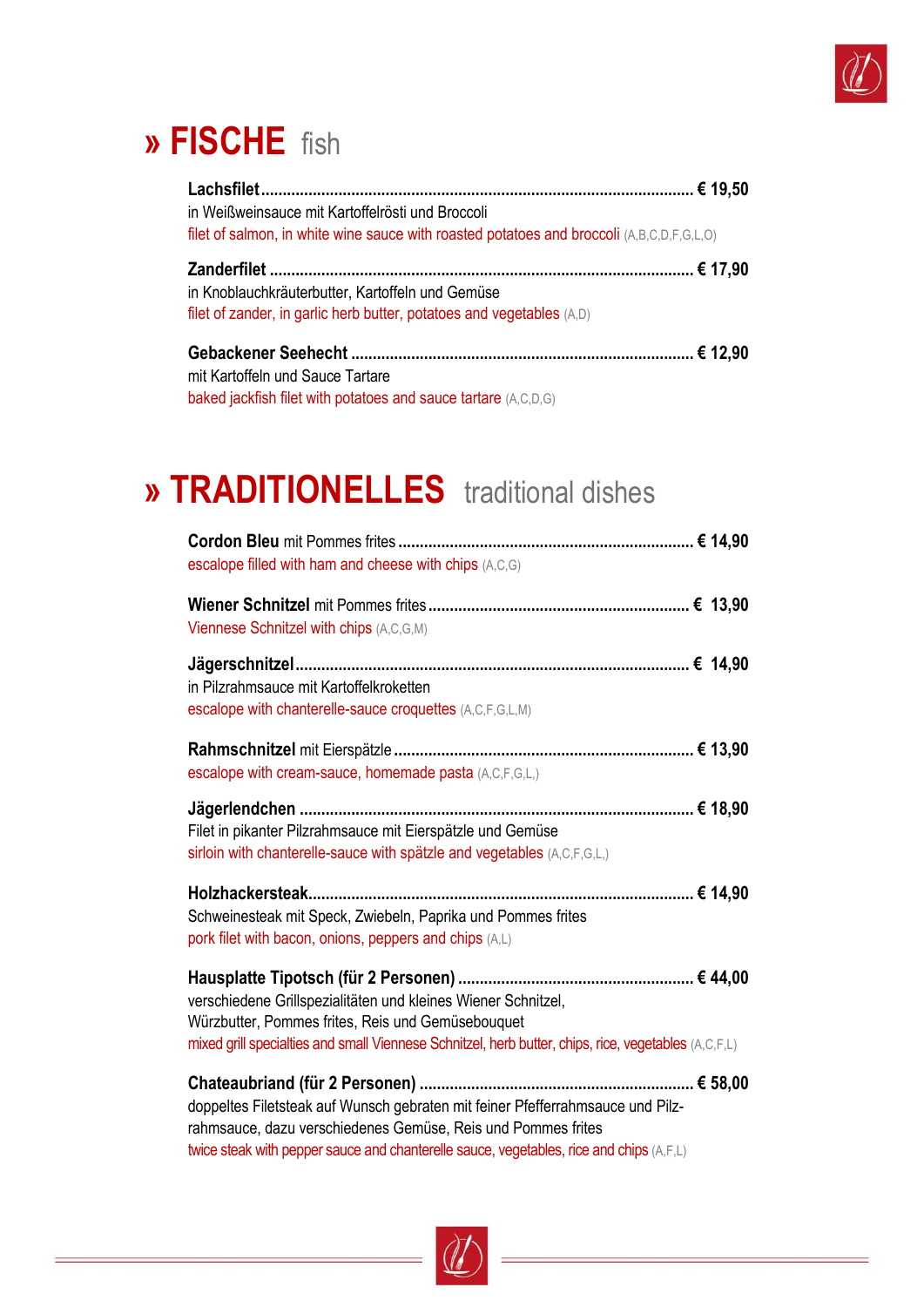# » FISCHE fish

**Lachsfilet** .................................................................................................... € 19,50
in Weißweinsauce mit Kartoffelrösti und Broccoli
filet of salmon, in white wine sauce with roasted potatoes and broccoli (A,B,C,D,F,G,L,O)

**Zanderfilet** .................................................................................................. € 17,90
in Knoblauchkräuterbutter, Kartoffeln und Gemüse
filet of zander, in garlic herb butter, potatoes and vegetables (A,D)

**Gebackener Seehecht** .............................................................................. € 12,90
mit Kartoffeln und Sauce Tartare
baked jackfish filet with potatoes and sauce tartare (A,C,D,G)

# » TRADITIONELLES traditional dishes

**Cordon Bleu** mit Pommes frites .................................................................... € 14,90
escalope filled with ham and cheese with chips (A,C,G)

**Wiener Schnitzel** mit Pommes frites ............................................................ € 13,90
Viennese Schnitzel with chips (A,C,G,M)

**Jägerschnitzel** ........................................................................................... € 14,90
in Pilzrahmsauce mit Kartoffelkroketten
escalope with chanterelle-sauce croquettes (A,C,F,G,L,M)

**Rahmschnitzel** mit Eierspätzle ..................................................................... € 13,90
escalope with cream-sauce, homemade pasta (A,C,F,G,L,)

**Jägerlendchen** ........................................................................................... € 18,90
Filet in pikanter Pilzrahmsauce mit Eierspätzle und Gemüse
sirloin with chanterelle-sauce with spätzle and vegetables (A,C,F,G,L,)

**Holzhackersteak** ......................................................................................... € 14,90
Schweinesteak mit Speck, Zwiebeln, Paprika und Pommes frites
pork filet with bacon, onions, peppers and chips (A,L)

**Hausplatte Tipotsch (für 2 Personen)** ....................................................... € 44,00
verschiedene Grillspezialitäten und kleines Wiener Schnitzel,
Würzbutter, Pommes frites, Reis und Gemüsebouquet
mixed grill specialties and small Viennese Schnitzel, herb butter, chips, rice, vegetables (A,C,F,L)

**Chateaubriand (für 2 Personen)** ................................................................ € 58,00
doppeltes Filetsteak auf Wunsch gebraten mit feiner Pfefferrahmsauce und Pilzrahmsauce, dazu verschiedenes Gemüse, Reis und Pommes frites
twice steak with pepper sauce and chanterelle sauce, vegetables, rice and chips (A,F,L)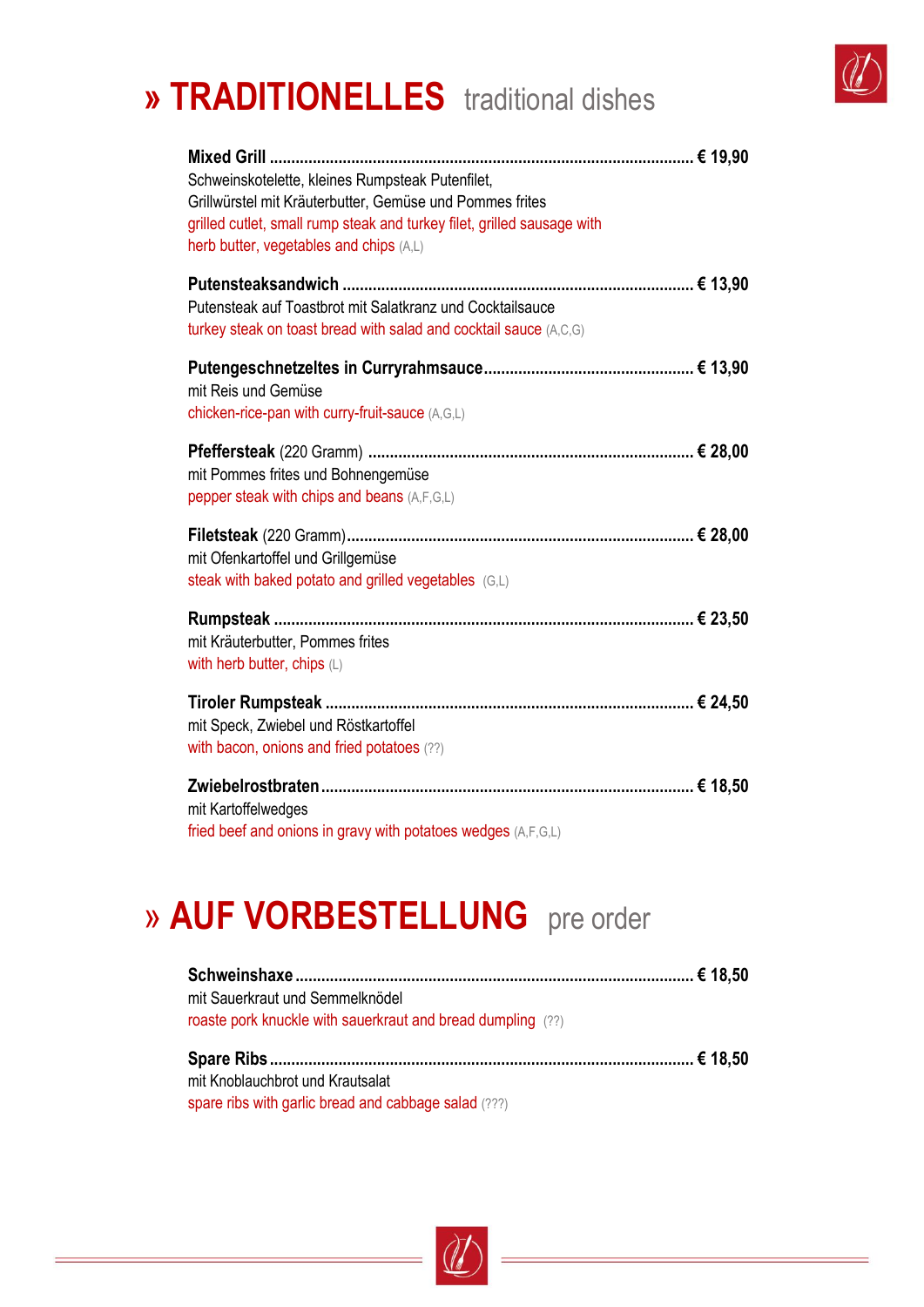# » TRADITIONELLES traditional dishes

**Mixed Grill** ............................................................ **€ 19,90**
Schweinskotelette, kleines Rumpsteak Putenfilet,
Grillwürstel mit Kräuterbutter, Gemüse und Pommes frites
grilled cutlet, small rump steak and turkey filet, grilled sausage with
herb butter, vegetables and chips (A,L)

**Putensteaksandwich** ............................................................ **€ 13,90**
Putensteak auf Toastbrot mit Salatkranz und Cocktailsauce
turkey steak on toast bread with salad and cocktail sauce (A,C,G)

**Putengeschnetzeltes in Curryrahmsauce**............................................................ **€ 13,90**
mit Reis und Gemüse
chicken-rice-pan with curry-fruit-sauce (A,G,L)

**Pfeffersteak** (220 Gramm) ............................................................ **€ 28,00**
mit Pommes frites und Bohnengemüse
pepper steak with chips and beans (A,F,G,L)

**Filetsteak** (220 Gramm)............................................................ **€ 28,00**
mit Ofenkartoffel und Grillgemüse
steak with baked potato and grilled vegetables (G,L)

**Rumpsteak** ............................................................ **€ 23,50**
mit Kräuterbutter, Pommes frites
with herb butter, chips (L)

**Tiroler Rumpsteak** ............................................................ **€ 24,50**
mit Speck, Zwiebel und Röstkartoffel
with bacon, onions and fried potatoes (??)

**Zwiebelrostbraten**............................................................ **€ 18,50**
mit Kartoffelwedges
fried beef and onions in gravy with potatoes wedges (A,F,G,L)

# » AUF VORBESTELLUNG pre order

**Schweinshaxe**............................................................ **€ 18,50**
mit Sauerkraut und Semmelknödel
roaste pork knuckle with sauerkraut and bread dumpling (??)

**Spare Ribs**............................................................ **€ 18,50**
mit Knoblauchbrot und Krautsalat
spare ribs with garlic bread and cabbage salad (???)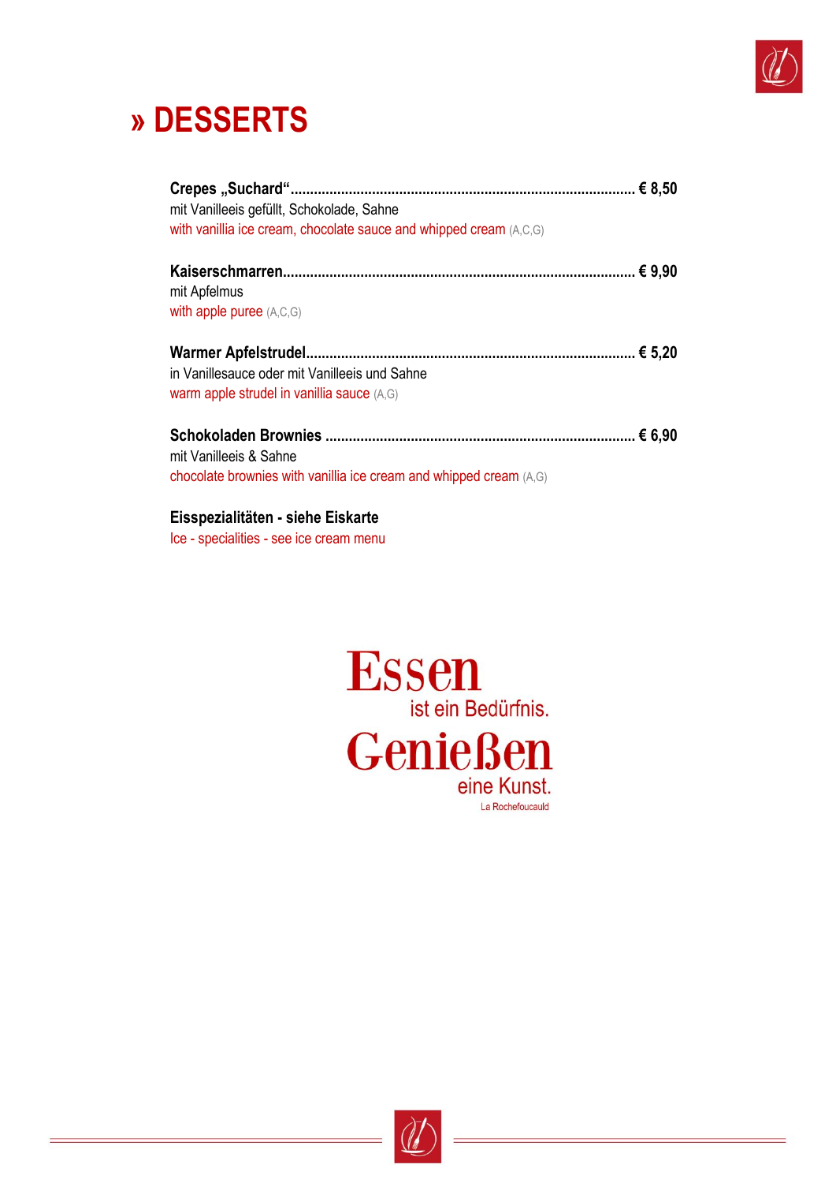# » DESSERTS

**Crepes „Suchard“.................................................................................... € 8,50**
mit Vanilleeis gefüllt, Schokolade, Sahne
with vanillia ice cream, chocolate sauce and whipped cream (A,C,G)

**Kaiserschmarren.................................................................................... € 9,90**
mit Apfelmus
with apple puree (A,C,G)

**Warmer Apfelstrudel.................................................................................... € 5,20**
in Vanillesauce oder mit Vanilleeis und Sahne
warm apple strudel in vanillia sauce (A,G)

**Schokoladen Brownies .................................................................................... € 6,90**
mit Vanilleeis & Sahne
chocolate brownies with vanillia ice cream and whipped cream (A,G)

**Eisspezialitäten - siehe Eiskarte**
Ice - specialities - see ice cream menu

**Essen**
ist ein Bedürfnis.
**Genießen**
eine Kunst.
La Rochefoucauld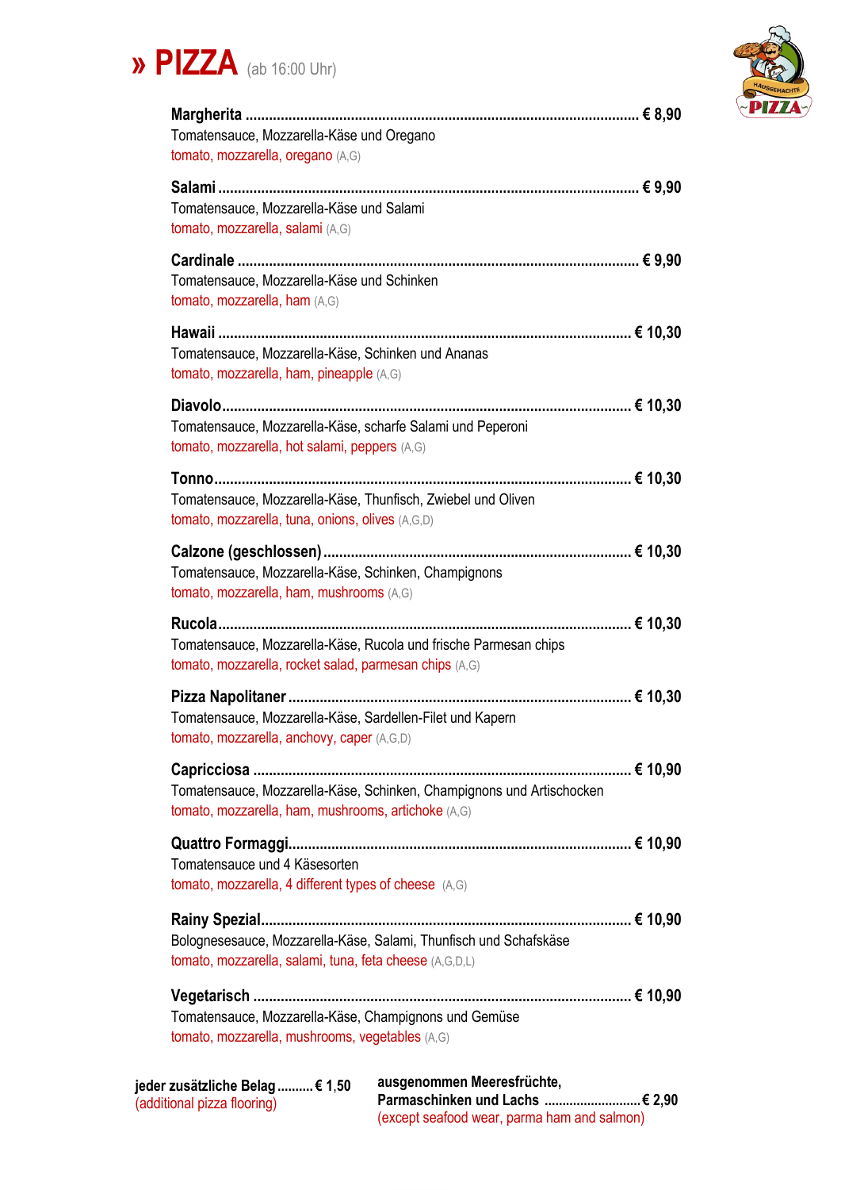# » PIZZA (ab 16:00 Uhr)

**Margherita** ........ € 8,90
Tomatensauce, Mozzarella-Käse und Oregano
tomato, mozzarella, oregano (A,G)

**Salami** ........ € 9,90
Tomatensauce, Mozzarella-Käse und Salami
tomato, mozzarella, salami (A,G)

**Cardinale** ........ € 9,90
Tomatensauce, Mozzarella-Käse und Schinken
tomato, mozzarella, ham (A,G)

**Hawaii** ........ € 10,30
Tomatensauce, Mozzarella-Käse, Schinken und Ananas
tomato, mozzarella, ham, pineapple (A,G)

**Diavolo** ........ € 10,30
Tomatensauce, Mozzarella-Käse, scharfe Salami und Peperoni
tomato, mozzarella, hot salami, peppers (A,G)

**Tonno** ........ € 10,30
Tomatensauce, Mozzarella-Käse, Thunfisch, Zwiebel und Oliven
tomato, mozzarella, tuna, onions, olives (A,G,D)

**Calzone (geschlossen)** ........ € 10,30
Tomatensauce, Mozzarella-Käse, Schinken, Champignons
tomato, mozzarella, ham, mushrooms (A,G)

**Rucola** ........ € 10,30
Tomatensauce, Mozzarella-Käse, Rucola und frische Parmesan chips
tomato, mozzarella, rocket salad, parmesan chips (A,G)

**Pizza Napolitaner** ........ € 10,30
Tomatensauce, Mozzarella-Käse, Sardellen-Filet und Kapern
tomato, mozzarella, anchovy, caper (A,G,D)

**Capricciosa** ........ € 10,90
Tomatensauce, Mozzarella-Käse, Schinken, Champignons und Artischocken
tomato, mozzarella, ham, mushrooms, artichoke (A,G)

**Quattro Formaggi** ........ € 10,90
Tomatensauce und 4 Käsesorten
tomato, mozzarella, 4 different types of cheese (A,G)

**Rainy Spezial** ........ € 10,90
Bolognesesauce, Mozzarella-Käse, Salami, Thunfisch und Schafskäse
tomato, mozzarella, salami, tuna, feta cheese (A,G,D,L)

**Vegetarisch** ........ € 10,90
Tomatensauce, Mozzarella-Käse, Champignons und Gemüse
tomato, mozzarella, mushrooms, vegetables (A,G)

**jeder zusätzliche Belag** ........ **€ 1,50**
(additional pizza flooring)

**ausgenommen Meeresfrüchte, Parmaschinken und Lachs** ........ **€ 2,90**
(except seafood wear, parma ham and salmon)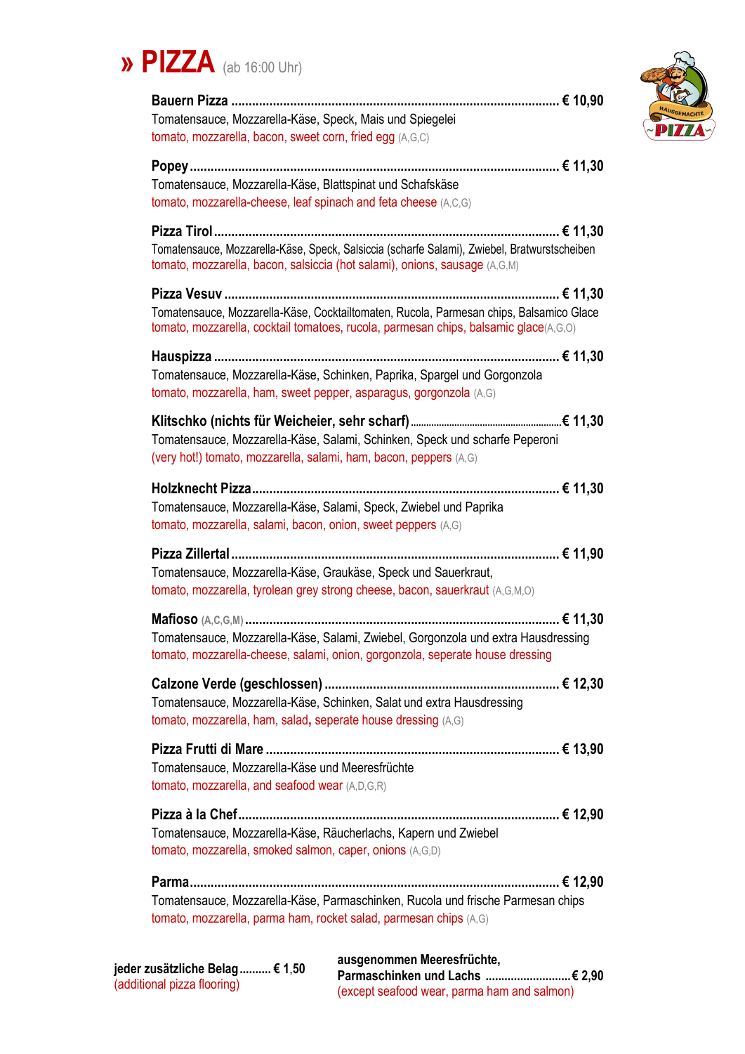# » PIZZA (ab 16:00 Uhr)

**Bauern Pizza** .......................................................... **€ 10,90**
Tomatensauce, Mozzarella-Käse, Speck, Mais und Spiegelei
tomato, mozzarella, bacon, sweet corn, fried egg (A,G,C)

**Popey** .......................................................... **€ 11,30**
Tomatensauce, Mozzarella-Käse, Blattspinat und Schafskäse
tomato, mozzarella-cheese, leaf spinach and feta cheese (A,C,G)

**Pizza Tirol** .......................................................... **€ 11,30**
Tomatensauce, Mozzarella-Käse, Speck, Salsiccia (scharfe Salami), Zwiebel, Bratwurstscheiben
tomato, mozzarella, bacon, salsiccia (hot salami), onions, sausage (A,G,M)

**Pizza Vesuv** .......................................................... **€ 11,30**
Tomatensauce, Mozzarella-Käse, Cocktailtomaten, Rucola, Parmesan chips, Balsamico Glace
tomato, mozzarella, cocktail tomatoes, rucola, parmesan chips, balsamic glace(A,G,O)

**Hauspizza** .......................................................... **€ 11,30**
Tomatensauce, Mozzarella-Käse, Schinken, Paprika, Spargel und Gorgonzola
tomato, mozzarella, ham, sweet pepper, asparagus, gorgonzola (A,G)

**Klitschko (nichts für Weicheier, sehr scharf)** .......................................................... **€ 11,30**
Tomatensauce, Mozzarella-Käse, Salami, Schinken, Speck und scharfe Peperoni
(very hot!) tomato, mozzarella, salami, ham, bacon, peppers (A,G)

**Holzknecht Pizza** .......................................................... **€ 11,30**
Tomatensauce, Mozzarella-Käse, Salami, Speck, Zwiebel und Paprika
tomato, mozzarella, salami, bacon, onion, sweet peppers (A,G)

**Pizza Zillertal** .......................................................... **€ 11,90**
Tomatensauce, Mozzarella-Käse, Graukäse, Speck und Sauerkraut,
tomato, mozzarella, tyrolean grey strong cheese, bacon, sauerkraut (A,G,M,O)

**Mafioso** (A,C,G,M) .......................................................... **€ 11,30**
Tomatensauce, Mozzarella-Käse, Salami, Zwiebel, Gorgonzola und extra Hausdressing
tomato, mozzarella-cheese, salami, onion, gorgonzola, seperate house dressing

**Calzone Verde (geschlossen)** .......................................................... **€ 12,30**
Tomatensauce, Mozzarella-Käse, Schinken, Salat und extra Hausdressing
tomato, mozzarella, ham, salad, seperate house dressing (A,G)

**Pizza Frutti di Mare** .......................................................... **€ 13,90**
Tomatensauce, Mozzarella-Käse und Meeresfrüchte
tomato, mozzarella, and seafood wear (A,D,G,R)

**Pizza à la Chef** .......................................................... **€ 12,90**
Tomatensauce, Mozzarella-Käse, Räucherlachs, Kapern und Zwiebel
tomato, mozzarella, smoked salmon, caper, onions (A,G,D)

**Parma** .......................................................... **€ 12,90**
Tomatensauce, Mozzarella-Käse, Parmaschinken, Rucola und frische Parmesan chips
tomato, mozzarella, parma ham, rocket salad, parmesan chips (A,G)

**jeder zusätzliche Belag** .......... **€ 1,50**
(additional pizza flooring)

**ausgenommen Meeresfrüchte, Parmaschinken und Lachs** .......................... **€ 2,90**
(except seafood wear, parma ham and salmon)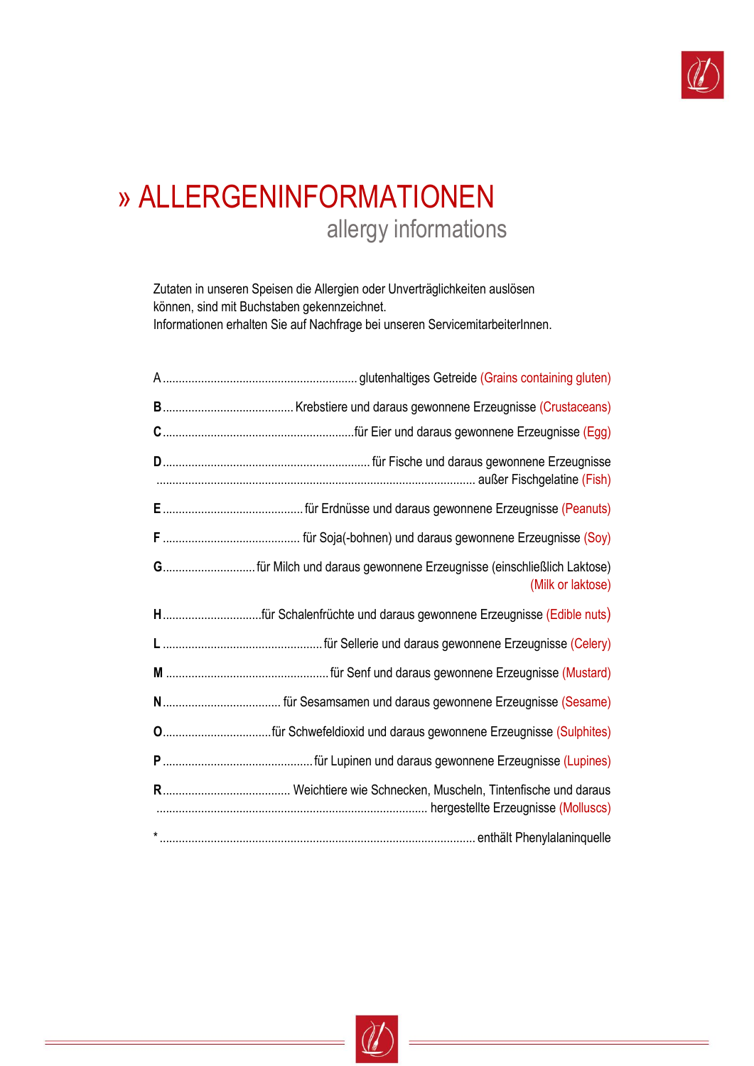// ALLERGENINFORMATIONEN

allergy informations

Zutaten in unseren Speisen die Allergien oder Unverträglichkeiten auslösen können, sind mit Buchstaben gekennzeichnet.
Informationen erhalten Sie auf Nachfrage bei unseren ServicemitarbeiterInnen.

A ............................................................ glutenhaltiges Getreide (Grains containing gluten)

**B** ......................................... Krebstiere und daraus gewonnene Erzeugnisse (Crustaceans)

**C** ........................................................... für Eier und daraus gewonnene Erzeugnisse (Egg)

**D** ................................................................ für Fische und daraus gewonnene Erzeugnisse .................................................................................................... außer Fischgelatine (Fish)

**E** ............................................ für Erdnüsse und daraus gewonnene Erzeugnisse (Peanuts)

**F** ........................................... für Soja(-bohnen) und daraus gewonnene Erzeugnisse (Soy)

**G** ............................. für Milch und daraus gewonnene Erzeugnisse (einschließlich Laktose) (Milk or laktose)

**H** ............................... für Schalenfrüchte und daraus gewonnene Erzeugnisse (Edible nuts)

**L** .................................................. für Sellerie und daraus gewonnene Erzeugnisse (Celery)

**M** ................................................... für Senf und daraus gewonnene Erzeugnisse (Mustard)

**N** ..................................... für Sesamsamen und daraus gewonnene Erzeugnisse (Sesame)

**O** .................................. für Schwefeldioxid und daraus gewonnene Erzeugnisse (Sulphites)

**P** ............................................... für Lupinen und daraus gewonnene Erzeugnisse (Lupines)

**R** ........................................ Weichtiere wie Schnecken, Muscheln, Tintenfische und daraus ..................................................................................... hergestellte Erzeugnisse (Molluscs)

* .................................................................................................. enthält Phenylalaninquelle